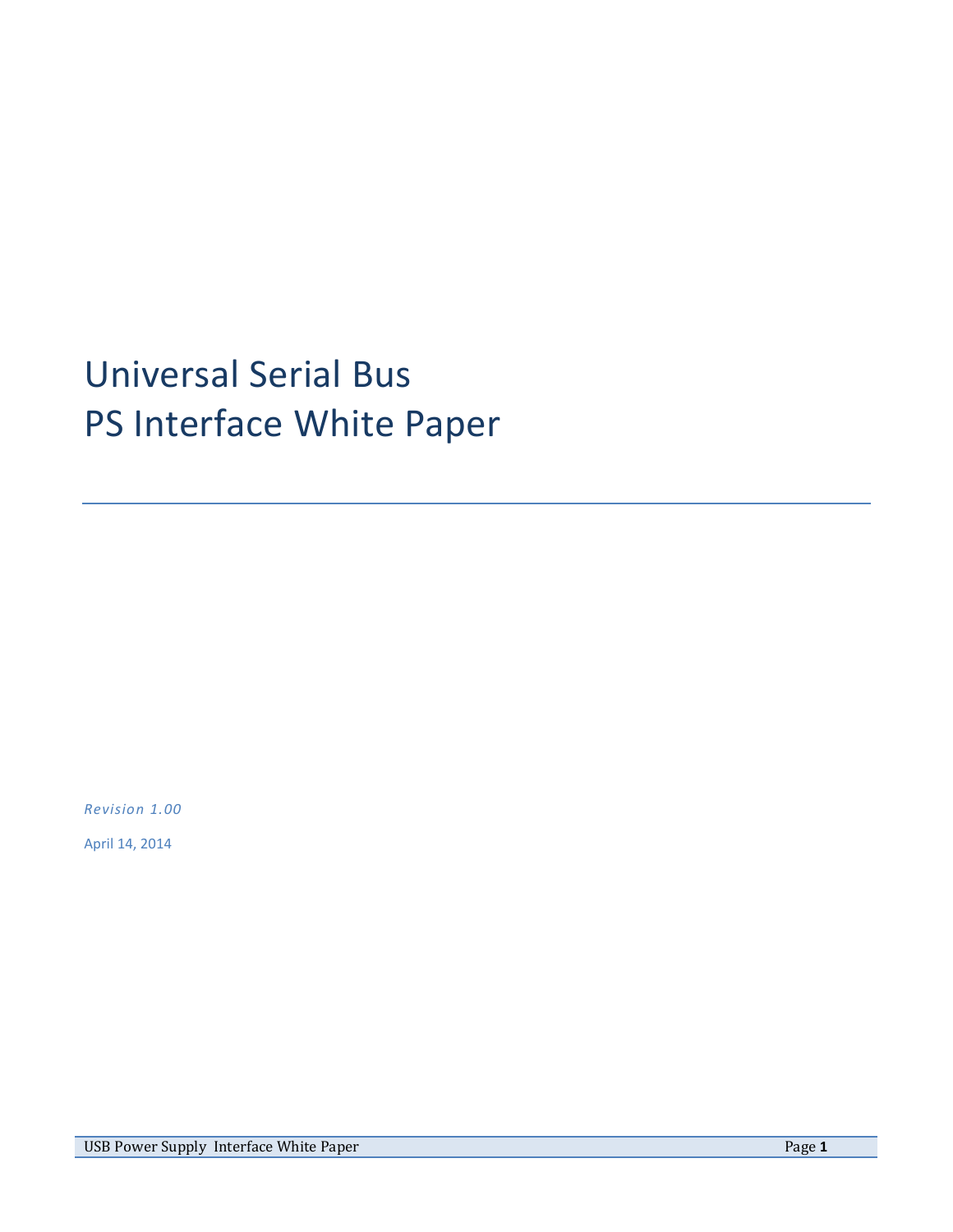# Universal Serial Bus
# PS Interface White Paper

*Revision 1.00*

April 14, 2014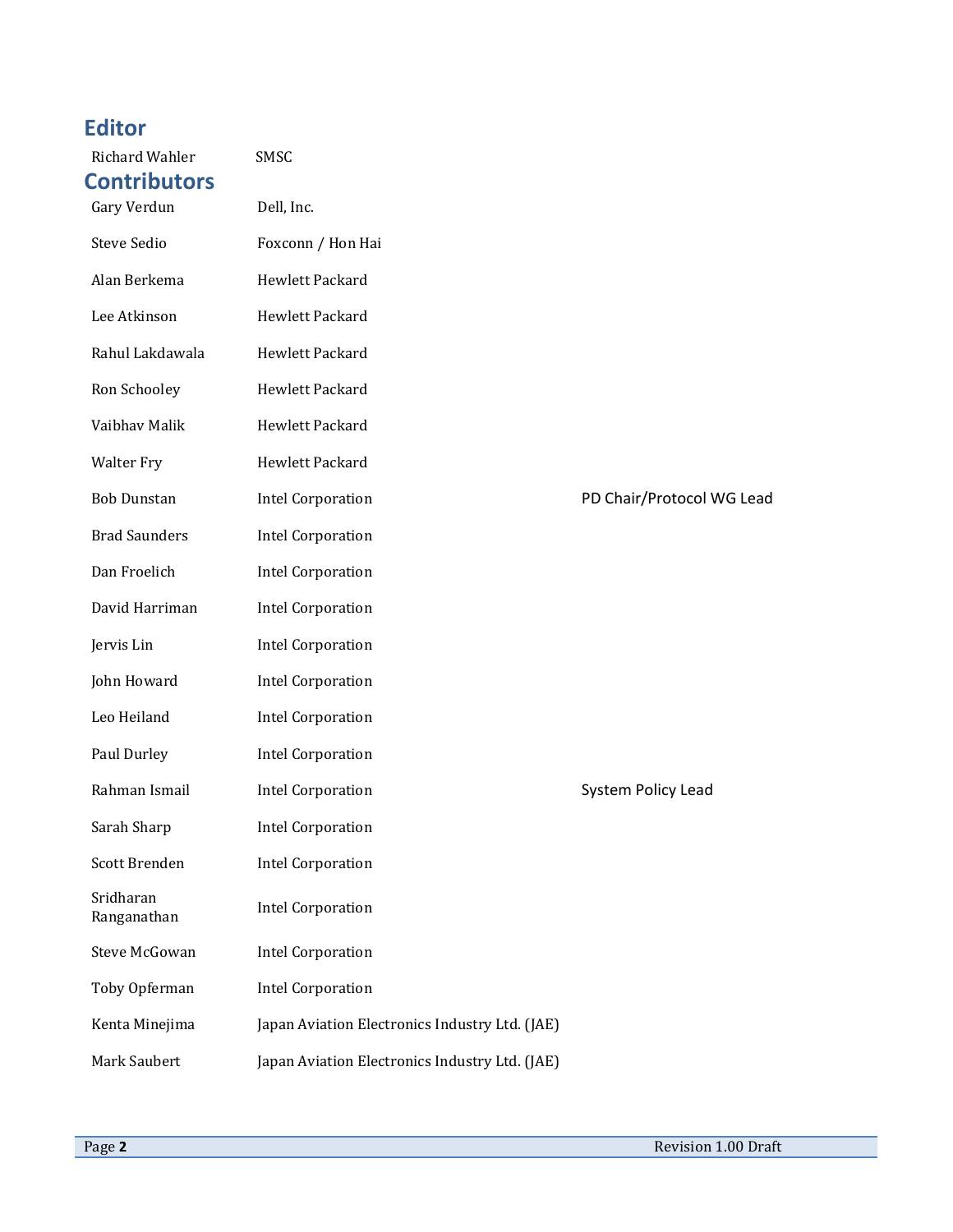## Editor

| | |
|---|---|
| Richard Wahler | SMSC |

## Contributors

| | | |
|---|---|---|
| Gary Verdun | Dell, Inc. | |
| Steve Sedio | Foxconn / Hon Hai | |
| Alan Berkema | Hewlett Packard | |
| Lee Atkinson | Hewlett Packard | |
| Rahul Lakdawala | Hewlett Packard | |
| Ron Schooley | Hewlett Packard | |
| Vaibhav Malik | Hewlett Packard | |
| Walter Fry | Hewlett Packard | |
| Bob Dunstan | Intel Corporation | PD Chair/Protocol WG Lead |
| Brad Saunders | Intel Corporation | |
| Dan Froelich | Intel Corporation | |
| David Harriman | Intel Corporation | |
| Jervis Lin | Intel Corporation | |
| John Howard | Intel Corporation | |
| Leo Heiland | Intel Corporation | |
| Paul Durley | Intel Corporation | |
| Rahman Ismail | Intel Corporation | System Policy Lead |
| Sarah Sharp | Intel Corporation | |
| Scott Brenden | Intel Corporation | |
| Sridharan Ranganathan | Intel Corporation | |
| Steve McGowan | Intel Corporation | |
| Toby Opferman | Intel Corporation | |
| Kenta Minejima | Japan Aviation Electronics Industry Ltd. (JAE) | |
| Mark Saubert | Japan Aviation Electronics Industry Ltd. (JAE) | |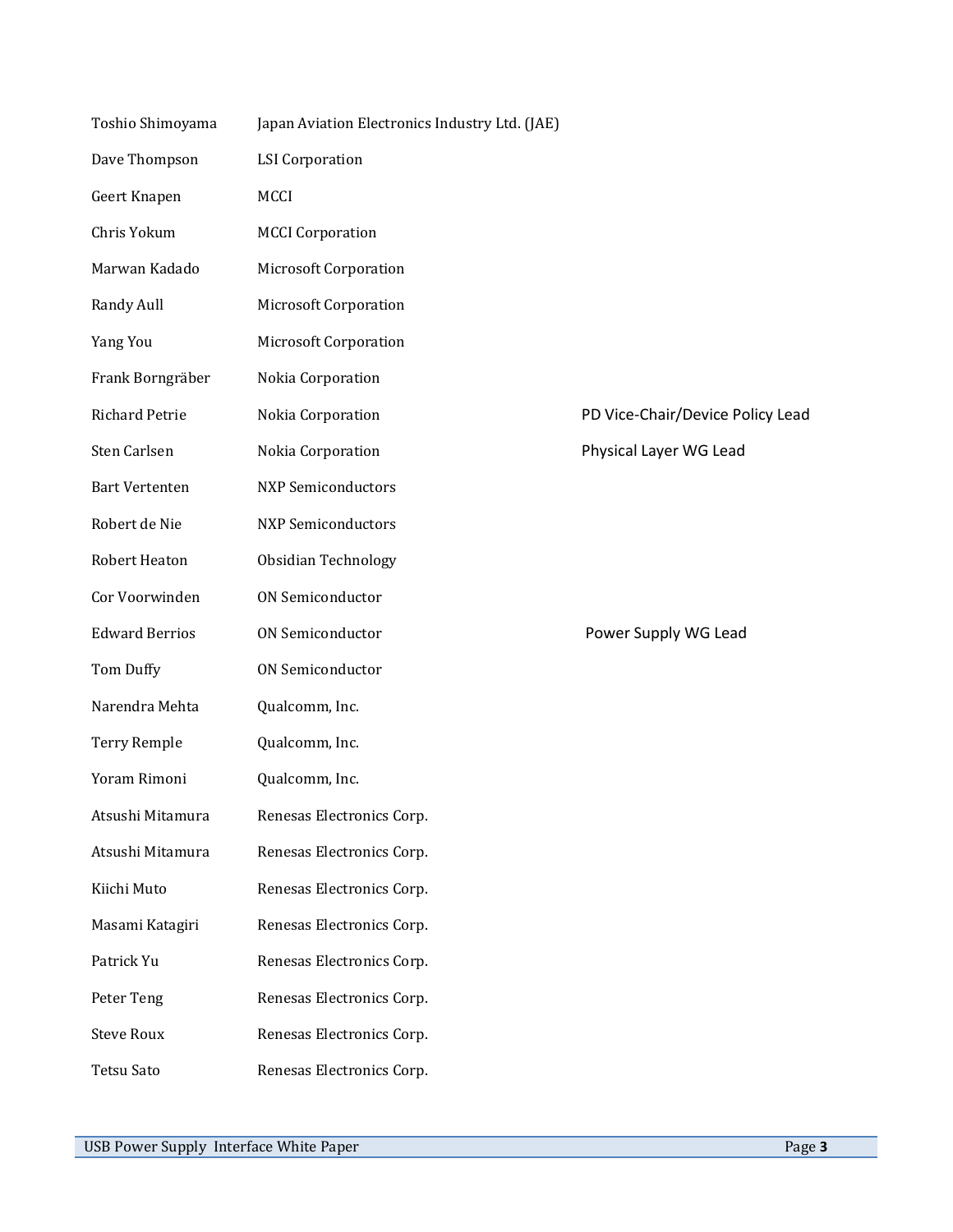| | | |
|---|---|---|
| Toshio Shimoyama | Japan Aviation Electronics Industry Ltd. (JAE) | |
| Dave Thompson | LSI Corporation | |
| Geert Knapen | MCCI | |
| Chris Yokum | MCCI Corporation | |
| Marwan Kadado | Microsoft Corporation | |
| Randy Aull | Microsoft Corporation | |
| Yang You | Microsoft Corporation | |
| Frank Borngräber | Nokia Corporation | |
| Richard Petrie | Nokia Corporation | PD Vice-Chair/Device Policy Lead |
| Sten Carlsen | Nokia Corporation | Physical Layer WG Lead |
| Bart Vertenten | NXP Semiconductors | |
| Robert de Nie | NXP Semiconductors | |
| Robert Heaton | Obsidian Technology | |
| Cor Voorwinden | ON Semiconductor | |
| Edward Berrios | ON Semiconductor | Power Supply WG Lead |
| Tom Duffy | ON Semiconductor | |
| Narendra Mehta | Qualcomm, Inc. | |
| Terry Remple | Qualcomm, Inc. | |
| Yoram Rimoni | Qualcomm, Inc. | |
| Atsushi Mitamura | Renesas Electronics Corp. | |
| Atsushi Mitamura | Renesas Electronics Corp. | |
| Kiichi Muto | Renesas Electronics Corp. | |
| Masami Katagiri | Renesas Electronics Corp. | |
| Patrick Yu | Renesas Electronics Corp. | |
| Peter Teng | Renesas Electronics Corp. | |
| Steve Roux | Renesas Electronics Corp. | |
| Tetsu Sato | Renesas Electronics Corp. | |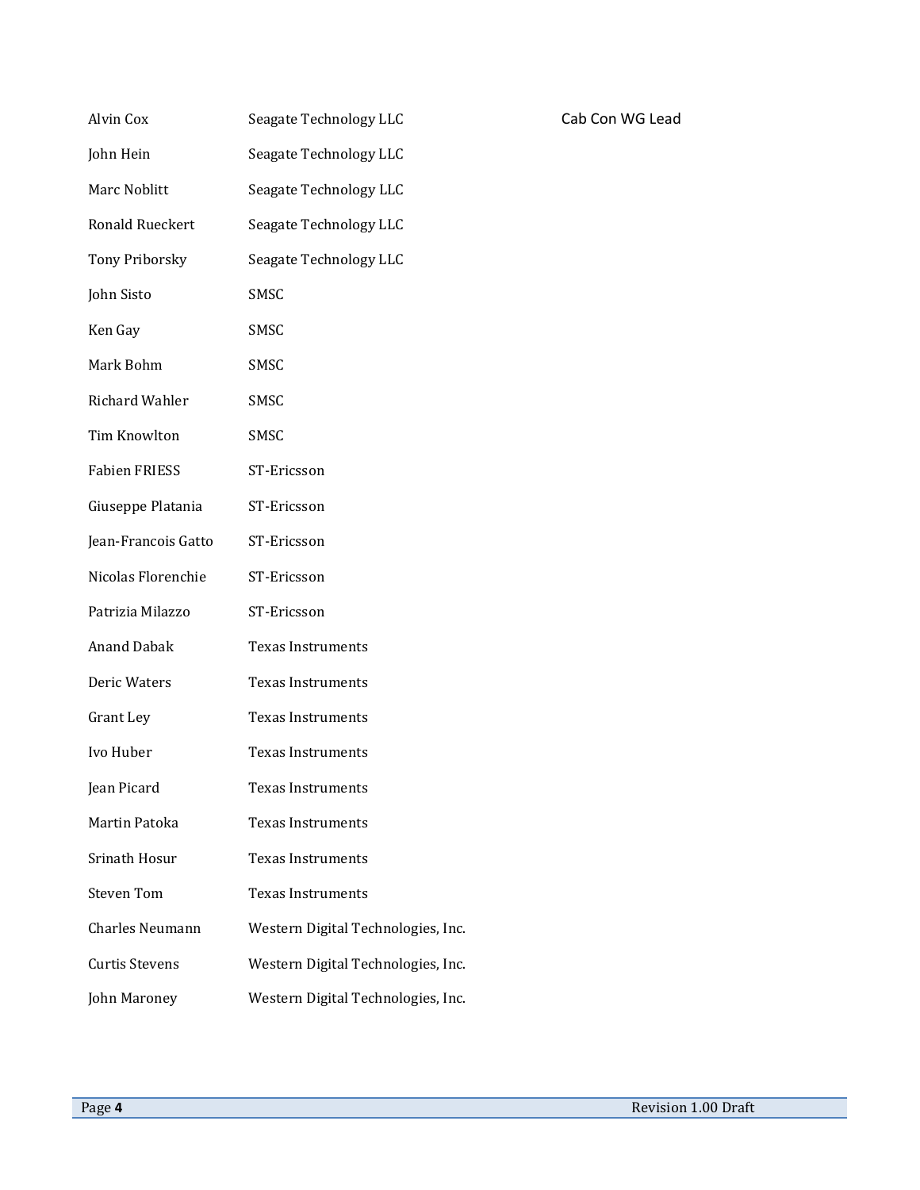| | | |
|---|---|---|
| Alvin Cox | Seagate Technology LLC | Cab Con WG Lead |
| John Hein | Seagate Technology LLC | |
| Marc Noblitt | Seagate Technology LLC | |
| Ronald Rueckert | Seagate Technology LLC | |
| Tony Priborsky | Seagate Technology LLC | |
| John Sisto | SMSC | |
| Ken Gay | SMSC | |
| Mark Bohm | SMSC | |
| Richard Wahler | SMSC | |
| Tim Knowlton | SMSC | |
| Fabien FRIESS | ST-Ericsson | |
| Giuseppe Platania | ST-Ericsson | |
| Jean-Francois Gatto | ST-Ericsson | |
| Nicolas Florenchie | ST-Ericsson | |
| Patrizia Milazzo | ST-Ericsson | |
| Anand Dabak | Texas Instruments | |
| Deric Waters | Texas Instruments | |
| Grant Ley | Texas Instruments | |
| Ivo Huber | Texas Instruments | |
| Jean Picard | Texas Instruments | |
| Martin Patoka | Texas Instruments | |
| Srinath Hosur | Texas Instruments | |
| Steven Tom | Texas Instruments | |
| Charles Neumann | Western Digital Technologies, Inc. | |
| Curtis Stevens | Western Digital Technologies, Inc. | |
| John Maroney | Western Digital Technologies, Inc. | |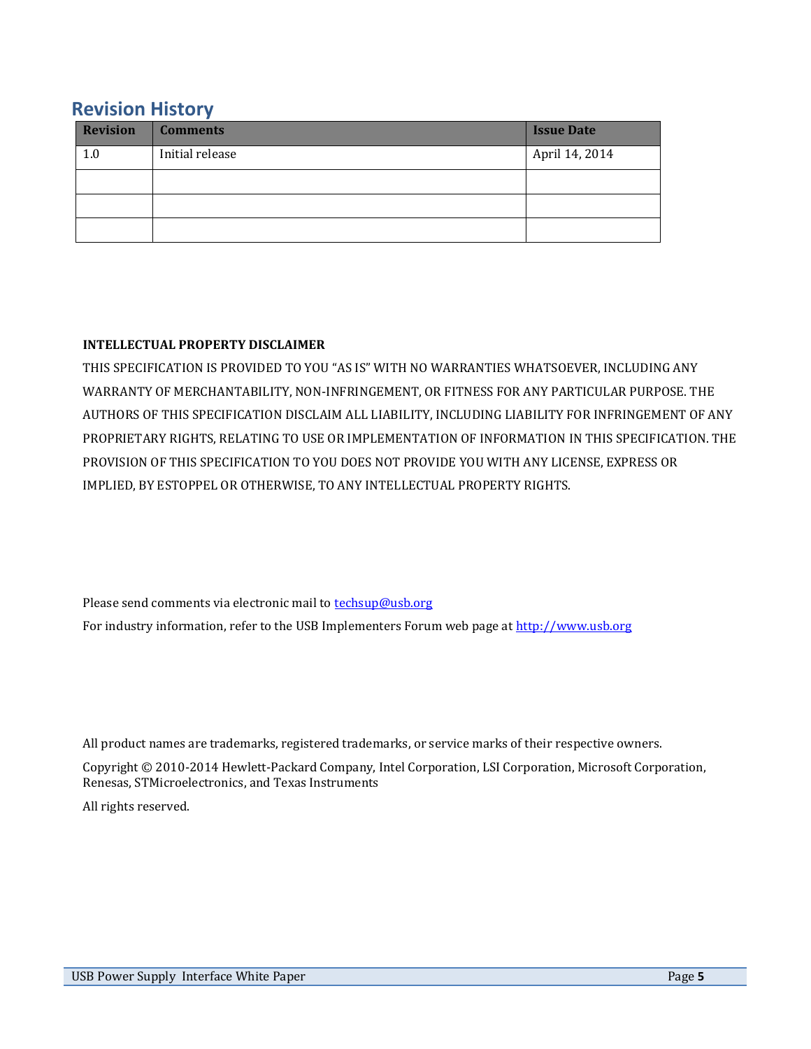## Revision History

| Revision | Comments | Issue Date |
|---|---|---|
| 1.0 | Initial release | April 14, 2014 |
| | | |
| | | |
| | | |

**INTELLECTUAL PROPERTY DISCLAIMER**

THIS SPECIFICATION IS PROVIDED TO YOU "AS IS" WITH NO WARRANTIES WHATSOEVER, INCLUDING ANY WARRANTY OF MERCHANTABILITY, NON-INFRINGEMENT, OR FITNESS FOR ANY PARTICULAR PURPOSE. THE AUTHORS OF THIS SPECIFICATION DISCLAIM ALL LIABILITY, INCLUDING LIABILITY FOR INFRINGEMENT OF ANY PROPRIETARY RIGHTS, RELATING TO USE OR IMPLEMENTATION OF INFORMATION IN THIS SPECIFICATION. THE PROVISION OF THIS SPECIFICATION TO YOU DOES NOT PROVIDE YOU WITH ANY LICENSE, EXPRESS OR IMPLIED, BY ESTOPPEL OR OTHERWISE, TO ANY INTELLECTUAL PROPERTY RIGHTS.

Please send comments via electronic mail to techsup@usb.org

For industry information, refer to the USB Implementers Forum web page at http://www.usb.org

All product names are trademarks, registered trademarks, or service marks of their respective owners.

Copyright © 2010-2014 Hewlett-Packard Company, Intel Corporation, LSI Corporation, Microsoft Corporation, Renesas, STMicroelectronics, and Texas Instruments

All rights reserved.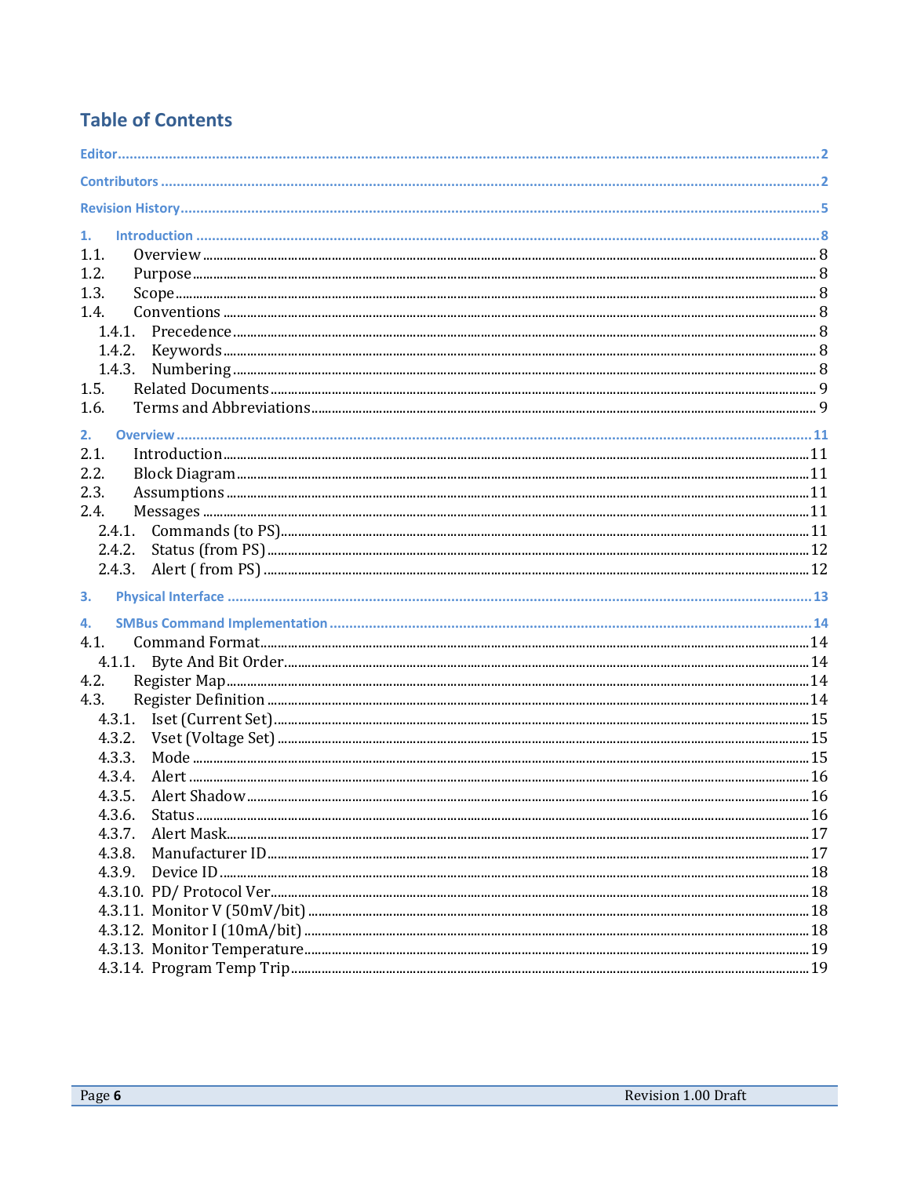# Table of Contents

Editor ........................................................................................................................................ 2

Contributors ................................................................................................................................ 2

Revision History ........................................................................................................................... 5

1. Introduction ............................................................................................................................. 8
   - 1.1. Overview ............................................................................................................................ 8
   - 1.2. Purpose .............................................................................................................................. 8
   - 1.3. Scope .................................................................................................................................. 8
   - 1.4. Conventions ....................................................................................................................... 8
     - 1.4.1. Precedence ................................................................................................................... 8
     - 1.4.2. Keywords ..................................................................................................................... 8
     - 1.4.3. Numbering ................................................................................................................... 8
   - 1.5. Related Documents ............................................................................................................ 9
   - 1.6. Terms and Abbreviations ................................................................................................... 9

2. Overview ................................................................................................................................ 11
   - 2.1. Introduction ..................................................................................................................... 11
   - 2.2. Block Diagram .................................................................................................................. 11
   - 2.3. Assumptions .................................................................................................................... 11
   - 2.4. Messages .......................................................................................................................... 11
     - 2.4.1. Commands (to PS) ...................................................................................................... 11
     - 2.4.2. Status (from PS) .......................................................................................................... 12
     - 2.4.3. Alert ( from PS) ........................................................................................................... 12

3. Physical Interface ................................................................................................................... 13

4. SMBus Command Implementation ........................................................................................ 14
   - 4.1. Command Format ............................................................................................................. 14
     - 4.1.1. Byte And Bit Order ...................................................................................................... 14
   - 4.2. Register Map .................................................................................................................... 14
   - 4.3. Register Definition ........................................................................................................... 14
     - 4.3.1. Iset (Current Set) ......................................................................................................... 15
     - 4.3.2. Vset (Voltage Set) ........................................................................................................ 15
     - 4.3.3. Mode ........................................................................................................................... 15
     - 4.3.4. Alert ............................................................................................................................ 16
     - 4.3.5. Alert Shadow ............................................................................................................... 16
     - 4.3.6. Status .......................................................................................................................... 16
     - 4.3.7. Alert Mask ................................................................................................................... 17
     - 4.3.8. Manufacturer ID ......................................................................................................... 17
     - 4.3.9. Device ID ..................................................................................................................... 18
     - 4.3.10. PD/ Protocol Ver ....................................................................................................... 18
     - 4.3.11. Monitor V (50mV/bit) ................................................................................................ 18
     - 4.3.12. Monitor I (10mA/bit) ................................................................................................. 18
     - 4.3.13. Monitor Temperature ................................................................................................ 19
     - 4.3.14. Program Temp Trip .................................................................................................... 19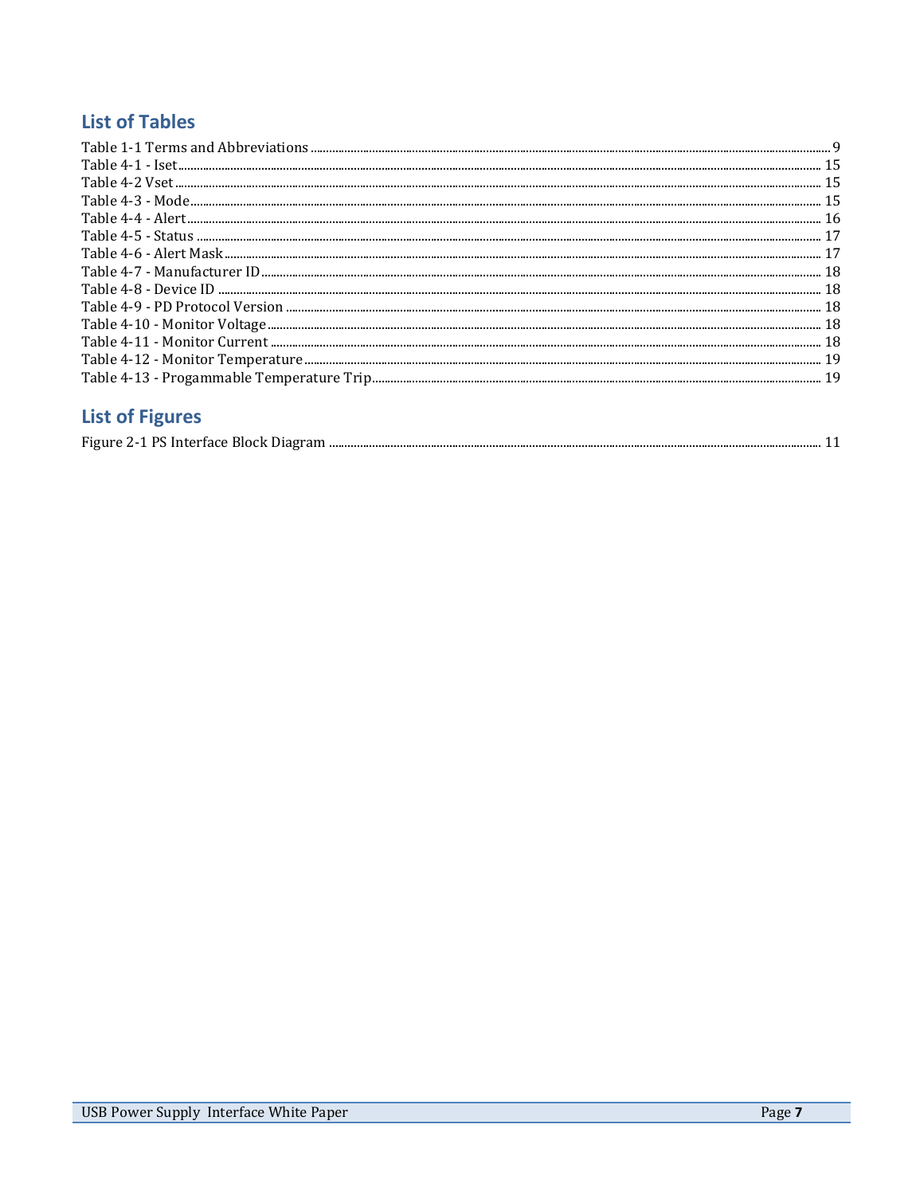## List of Tables

Table 1-1 Terms and Abbreviations ..... 9
Table 4-1 - Iset ..... 15
Table 4-2 Vset ..... 15
Table 4-3 - Mode ..... 15
Table 4-4 - Alert ..... 16
Table 4-5 - Status ..... 17
Table 4-6 - Alert Mask ..... 17
Table 4-7 - Manufacturer ID ..... 18
Table 4-8 - Device ID ..... 18
Table 4-9 - PD Protocol Version ..... 18
Table 4-10 - Monitor Voltage ..... 18
Table 4-11 - Monitor Current ..... 18
Table 4-12 - Monitor Temperature ..... 19
Table 4-13 - Progammable Temperature Trip ..... 19

## List of Figures

Figure 2-1 PS Interface Block Diagram ..... 11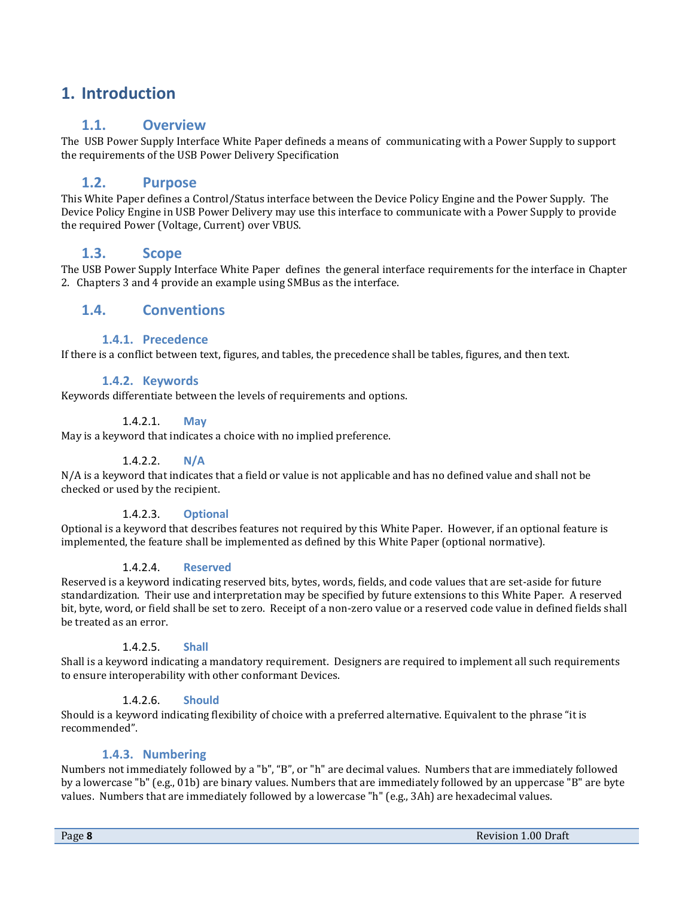# 1. Introduction

## 1.1. Overview

The USB Power Supply Interface White Paper defineds a means of communicating with a Power Supply to support the requirements of the USB Power Delivery Specification

## 1.2. Purpose

This White Paper defines a Control/Status interface between the Device Policy Engine and the Power Supply. The Device Policy Engine in USB Power Delivery may use this interface to communicate with a Power Supply to provide the required Power (Voltage, Current) over VBUS.

## 1.3. Scope

The USB Power Supply Interface White Paper defines the general interface requirements for the interface in Chapter 2. Chapters 3 and 4 provide an example using SMBus as the interface.

## 1.4. Conventions

### 1.4.1. Precedence

If there is a conflict between text, figures, and tables, the precedence shall be tables, figures, and then text.

### 1.4.2. Keywords

Keywords differentiate between the levels of requirements and options.

#### 1.4.2.1. May

May is a keyword that indicates a choice with no implied preference.

#### 1.4.2.2. N/A

N/A is a keyword that indicates that a field or value is not applicable and has no defined value and shall not be checked or used by the recipient.

#### 1.4.2.3. Optional

Optional is a keyword that describes features not required by this White Paper. However, if an optional feature is implemented, the feature shall be implemented as defined by this White Paper (optional normative).

#### 1.4.2.4. Reserved

Reserved is a keyword indicating reserved bits, bytes, words, fields, and code values that are set-aside for future standardization. Their use and interpretation may be specified by future extensions to this White Paper. A reserved bit, byte, word, or field shall be set to zero. Receipt of a non-zero value or a reserved code value in defined fields shall be treated as an error.

#### 1.4.2.5. Shall

Shall is a keyword indicating a mandatory requirement. Designers are required to implement all such requirements to ensure interoperability with other conformant Devices.

#### 1.4.2.6. Should

Should is a keyword indicating flexibility of choice with a preferred alternative. Equivalent to the phrase "it is recommended".

### 1.4.3. Numbering

Numbers not immediately followed by a "b", "B", or "h" are decimal values. Numbers that are immediately followed by a lowercase "b" (e.g., 01b) are binary values. Numbers that are immediately followed by an uppercase "B" are byte values. Numbers that are immediately followed by a lowercase "h" (e.g., 3Ah) are hexadecimal values.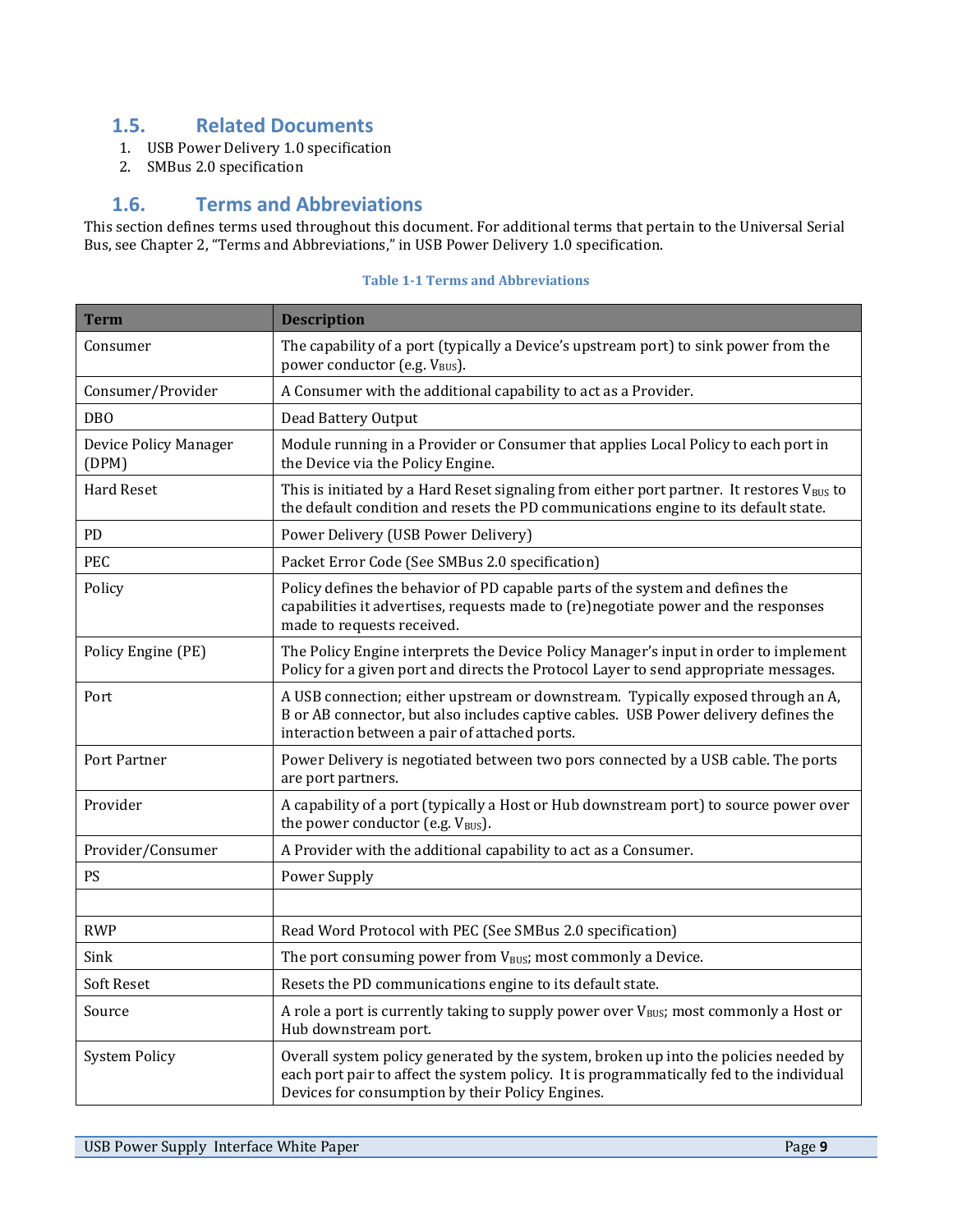## 1.5. Related Documents

1. USB Power Delivery 1.0 specification
2. SMBus 2.0 specification

## 1.6. Terms and Abbreviations

This section defines terms used throughout this document. For additional terms that pertain to the Universal Serial Bus, see Chapter 2, "Terms and Abbreviations," in USB Power Delivery 1.0 specification.

**Table 1-1 Terms and Abbreviations**

| Term | Description |
| --- | --- |
| Consumer | The capability of a port (typically a Device's upstream port) to sink power from the power conductor (e.g. $V_{BUS}$). |
| Consumer/Provider | A Consumer with the additional capability to act as a Provider. |
| DBO | Dead Battery Output |
| Device Policy Manager (DPM) | Module running in a Provider or Consumer that applies Local Policy to each port in the Device via the Policy Engine. |
| Hard Reset | This is initiated by a Hard Reset signaling from either port partner. It restores $V_{BUS}$ to the default condition and resets the PD communications engine to its default state. |
| PD | Power Delivery (USB Power Delivery) |
| PEC | Packet Error Code (See SMBus 2.0 specification) |
| Policy | Policy defines the behavior of PD capable parts of the system and defines the capabilities it advertises, requests made to (re)negotiate power and the responses made to requests received. |
| Policy Engine (PE) | The Policy Engine interprets the Device Policy Manager's input in order to implement Policy for a given port and directs the Protocol Layer to send appropriate messages. |
| Port | A USB connection; either upstream or downstream. Typically exposed through an A, B or AB connector, but also includes captive cables. USB Power delivery defines the interaction between a pair of attached ports. |
| Port Partner | Power Delivery is negotiated between two pors connected by a USB cable. The ports are port partners. |
| Provider | A capability of a port (typically a Host or Hub downstream port) to source power over the power conductor (e.g. $V_{BUS}$). |
| Provider/Consumer | A Provider with the additional capability to act as a Consumer. |
| PS | Power Supply |
| | |
| RWP | Read Word Protocol with PEC (See SMBus 2.0 specification) |
| Sink | The port consuming power from $V_{BUS}$; most commonly a Device. |
| Soft Reset | Resets the PD communications engine to its default state. |
| Source | A role a port is currently taking to supply power over $V_{BUS}$; most commonly a Host or Hub downstream port. |
| System Policy | Overall system policy generated by the system, broken up into the policies needed by each port pair to affect the system policy. It is programmatically fed to the individual Devices for consumption by their Policy Engines. |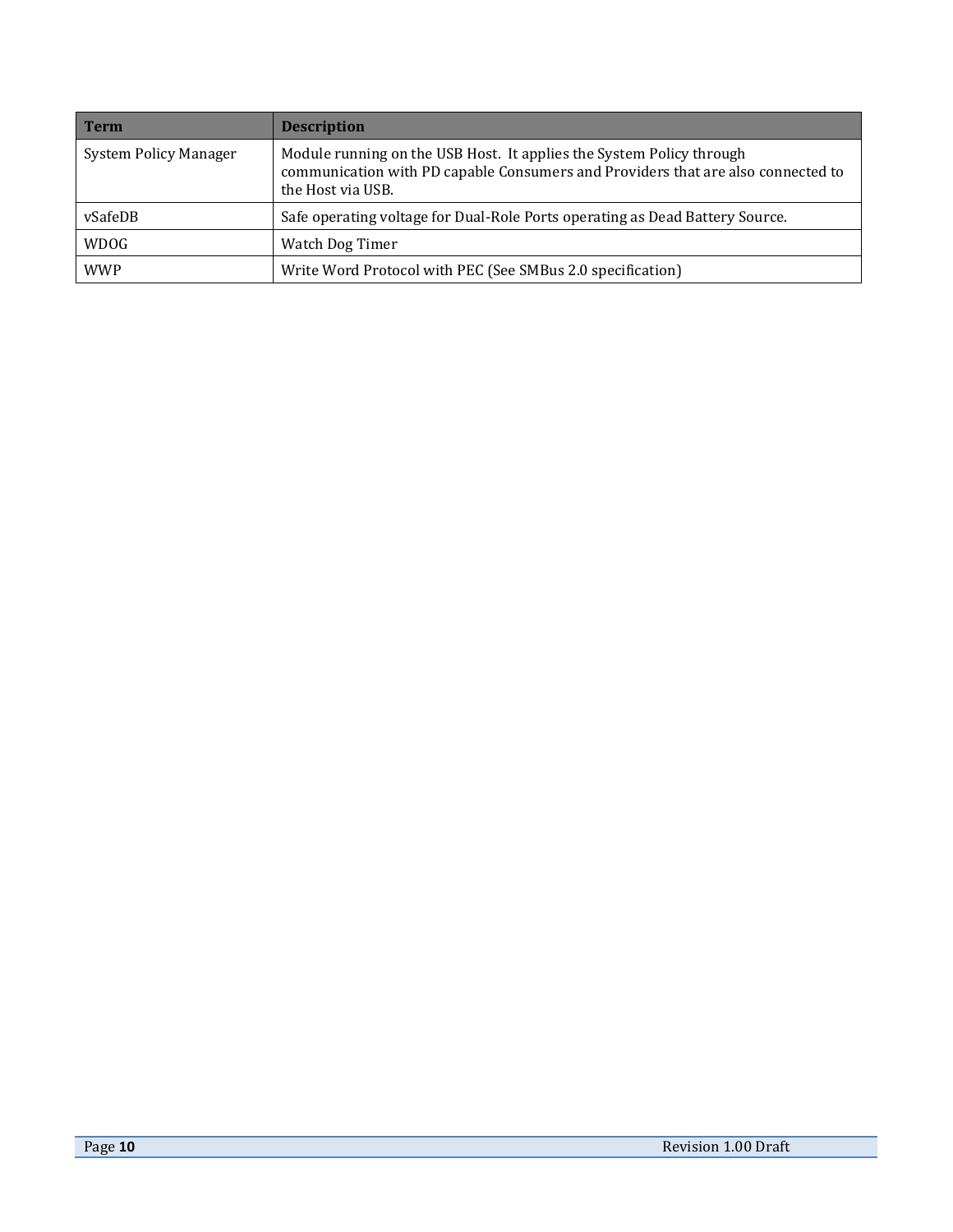| Term | Description |
|---|---|
| System Policy Manager | Module running on the USB Host. It applies the System Policy through communication with PD capable Consumers and Providers that are also connected to the Host via USB. |
| vSafeDB | Safe operating voltage for Dual-Role Ports operating as Dead Battery Source. |
| WDOG | Watch Dog Timer |
| WWP | Write Word Protocol with PEC (See SMBus 2.0 specification) |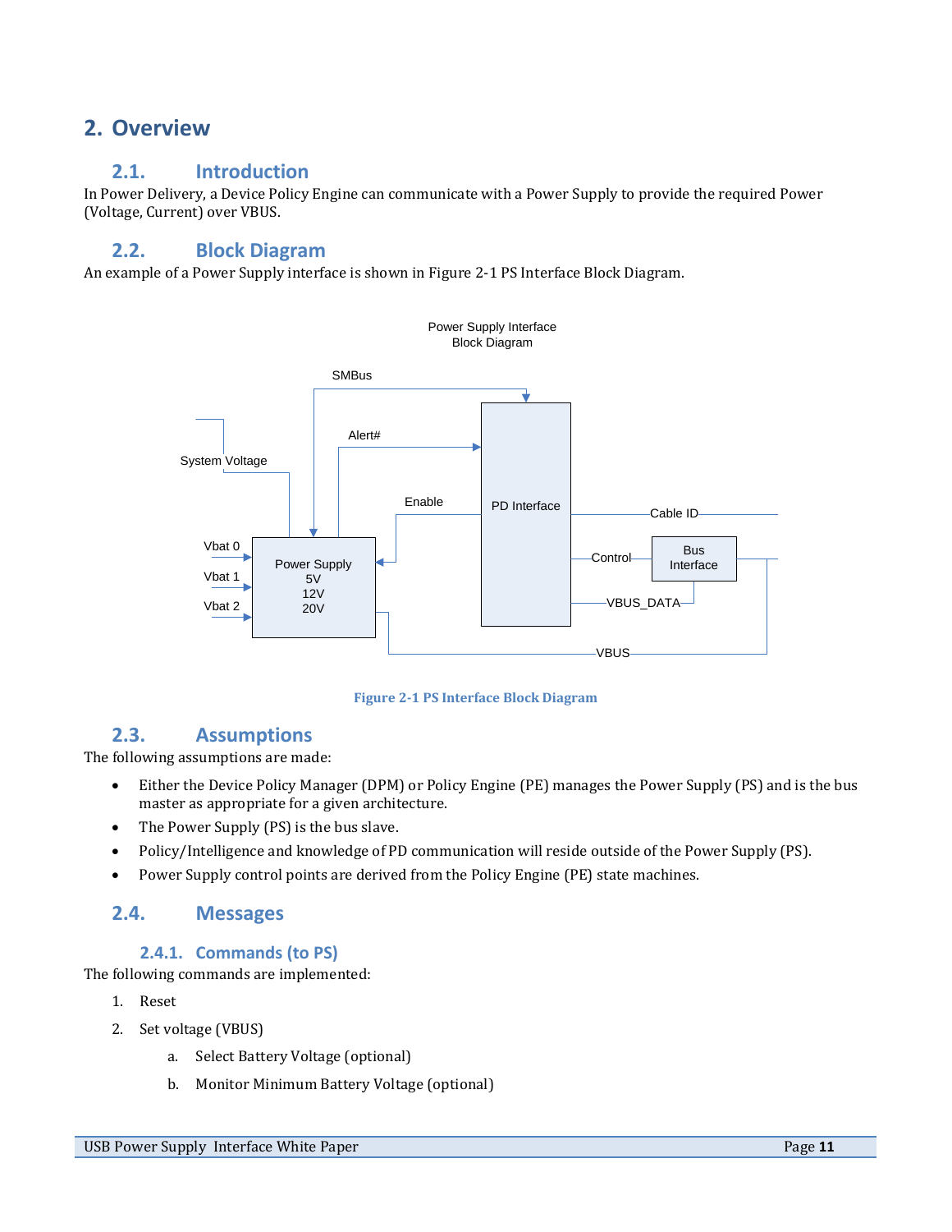# 2. Overview

## 2.1. Introduction

In Power Delivery, a Device Policy Engine can communicate with a Power Supply to provide the required Power (Voltage, Current) over VBUS.

## 2.2. Block Diagram

An example of a Power Supply interface is shown in Figure 2-1 PS Interface Block Diagram.

Power Supply Interface
Block Diagram

SMBus

Alert#

System Voltage

Enable

PD Interface

Cable ID

Vbat 0

Vbat 1

Vbat 2

Power Supply
5V
12V
20V

Control

Bus Interface

VBUS_DATA

VBUS

**Figure 2-1 PS Interface Block Diagram**

## 2.3. Assumptions

The following assumptions are made:

- Either the Device Policy Manager (DPM) or Policy Engine (PE) manages the Power Supply (PS) and is the bus master as appropriate for a given architecture.
- The Power Supply (PS) is the bus slave.
- Policy/Intelligence and knowledge of PD communication will reside outside of the Power Supply (PS).
- Power Supply control points are derived from the Policy Engine (PE) state machines.

## 2.4. Messages

### 2.4.1. Commands (to PS)

The following commands are implemented:

1. Reset
2. Set voltage (VBUS)
    a. Select Battery Voltage (optional)
    b. Monitor Minimum Battery Voltage (optional)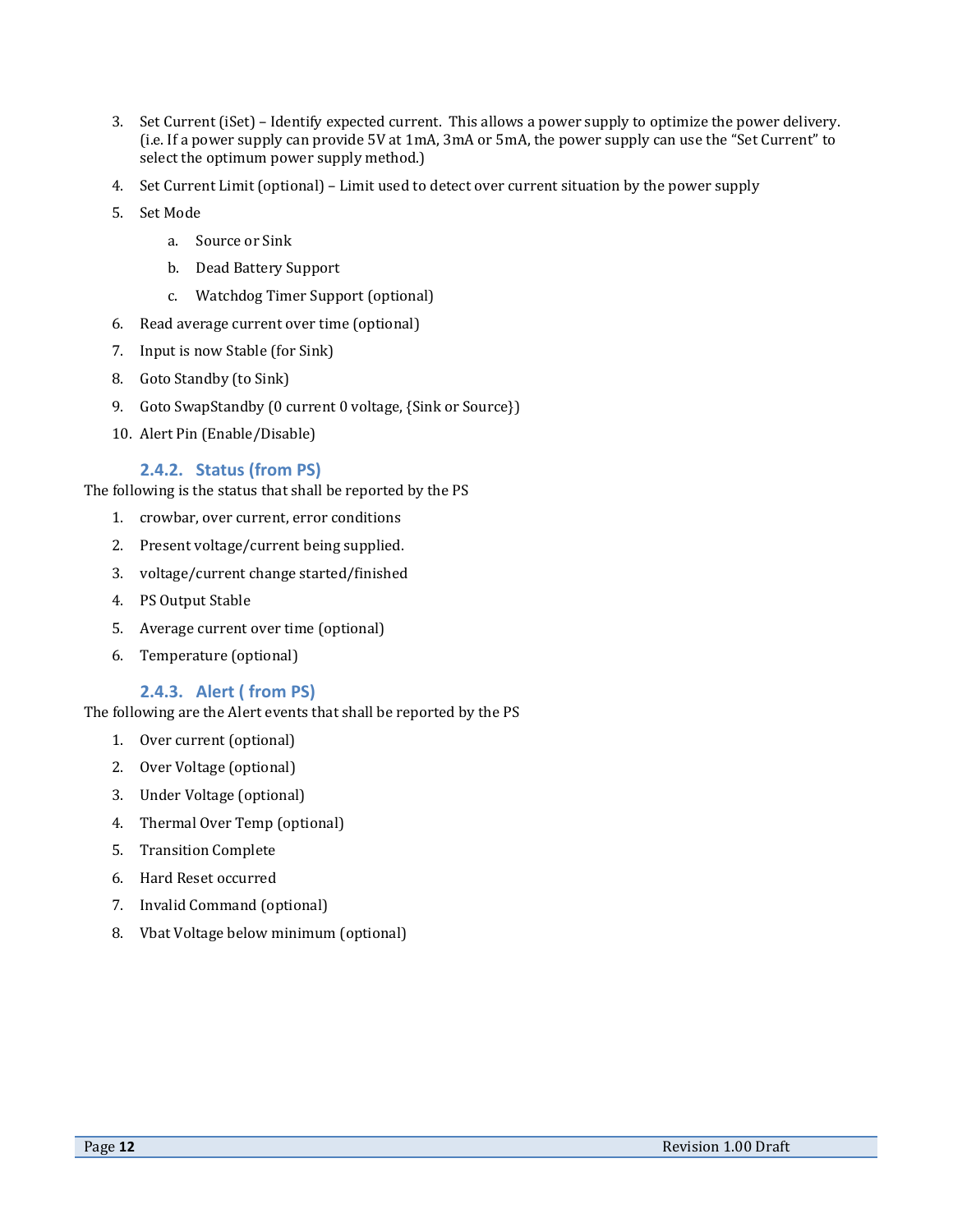3. Set Current (iSet) – Identify expected current. This allows a power supply to optimize the power delivery. (i.e. If a power supply can provide 5V at 1mA, 3mA or 5mA, the power supply can use the "Set Current" to select the optimum power supply method.)
4. Set Current Limit (optional) – Limit used to detect over current situation by the power supply
5. Set Mode
    a. Source or Sink
    b. Dead Battery Support
    c. Watchdog Timer Support (optional)
6. Read average current over time (optional)
7. Input is now Stable (for Sink)
8. Goto Standby (to Sink)
9. Goto SwapStandby (0 current 0 voltage, {Sink or Source})
10. Alert Pin (Enable/Disable)

### 2.4.2. Status (from PS)

The following is the status that shall be reported by the PS

1. crowbar, over current, error conditions
2. Present voltage/current being supplied.
3. voltage/current change started/finished
4. PS Output Stable
5. Average current over time (optional)
6. Temperature (optional)

### 2.4.3. Alert ( from PS)

The following are the Alert events that shall be reported by the PS

1. Over current (optional)
2. Over Voltage (optional)
3. Under Voltage (optional)
4. Thermal Over Temp (optional)
5. Transition Complete
6. Hard Reset occurred
7. Invalid Command (optional)
8. Vbat Voltage below minimum (optional)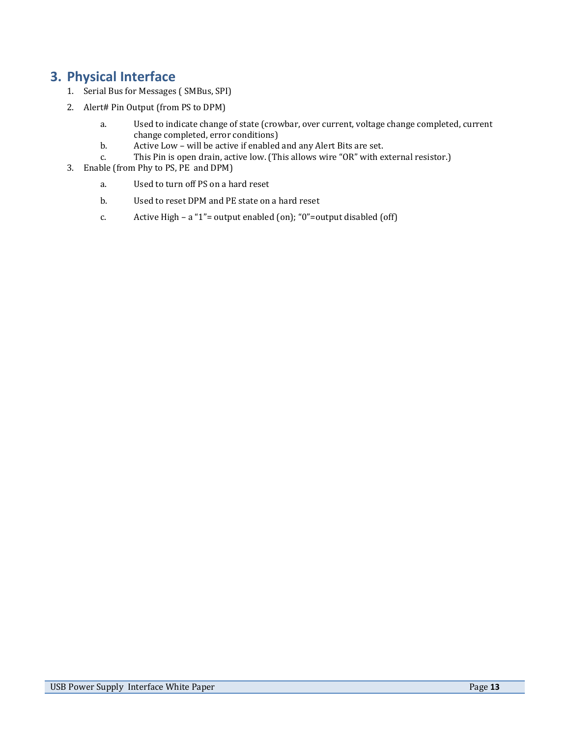# 3. Physical Interface

1. Serial Bus for Messages ( SMBus, SPI)
2. Alert# Pin Output (from PS to DPM)
   a. Used to indicate change of state (crowbar, over current, voltage change completed, current change completed, error conditions)
   b. Active Low – will be active if enabled and any Alert Bits are set.
   c. This Pin is open drain, active low. (This allows wire "OR" with external resistor.)
3. Enable (from Phy to PS, PE and DPM)
   a. Used to turn off PS on a hard reset
   b. Used to reset DPM and PE state on a hard reset
   c. Active High – a "1"= output enabled (on); "0"=output disabled (off)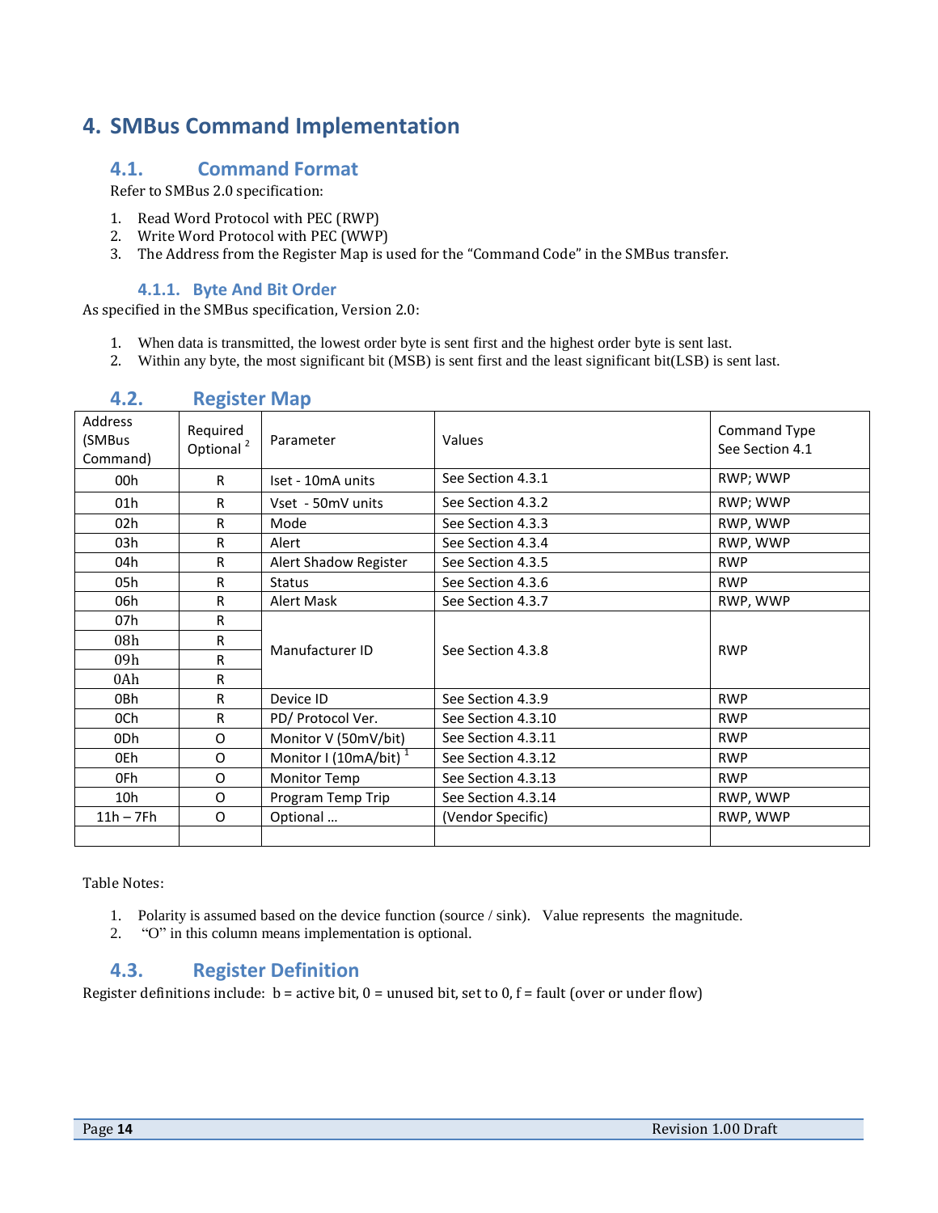# 4. SMBus Command Implementation

## 4.1. Command Format

Refer to SMBus 2.0 specification:

1. Read Word Protocol with PEC (RWP)
2. Write Word Protocol with PEC (WWP)
3. The Address from the Register Map is used for the "Command Code" in the SMBus transfer.

### 4.1.1. Byte And Bit Order

As specified in the SMBus specification, Version 2.0:

1. When data is transmitted, the lowest order byte is sent first and the highest order byte is sent last.
2. Within any byte, the most significant bit (MSB) is sent first and the least significant bit(LSB) is sent last.

## 4.2. Register Map

| Address (SMBus Command) | Required Optional [2] | Parameter | Values | Command Type See Section 4.1 |
|---|---|---|---|---|
| 00h | R | Iset - 10mA units | See Section 4.3.1 | RWP; WWP |
| 01h | R | Vset - 50mV units | See Section 4.3.2 | RWP; WWP |
| 02h | R | Mode | See Section 4.3.3 | RWP, WWP |
| 03h | R | Alert | See Section 4.3.4 | RWP, WWP |
| 04h | R | Alert Shadow Register | See Section 4.3.5 | RWP |
| 05h | R | Status | See Section 4.3.6 | RWP |
| 06h | R | Alert Mask | See Section 4.3.7 | RWP, WWP |
| 07h | R | Manufacturer ID | See Section 4.3.8 | RWP |
| 08h | R | | | |
| 09h | R | | | |
| 0Ah | R | | | |
| 0Bh | R | Device ID | See Section 4.3.9 | RWP |
| 0Ch | R | PD/ Protocol Ver. | See Section 4.3.10 | RWP |
| 0Dh | O | Monitor V (50mV/bit) | See Section 4.3.11 | RWP |
| 0Eh | O | Monitor I (10mA/bit) [1] | See Section 4.3.12 | RWP |
| 0Fh | O | Monitor Temp | See Section 4.3.13 | RWP |
| 10h | O | Program Temp Trip | See Section 4.3.14 | RWP, WWP |
| 11h – 7Fh | O | Optional … | (Vendor Specific) | RWP, WWP |
| | | | | |

Table Notes:

1. Polarity is assumed based on the device function (source / sink). Value represents the magnitude.
2. "O" in this column means implementation is optional.

## 4.3. Register Definition

Register definitions include: b = active bit, 0 = unused bit, set to 0, f = fault (over or under flow)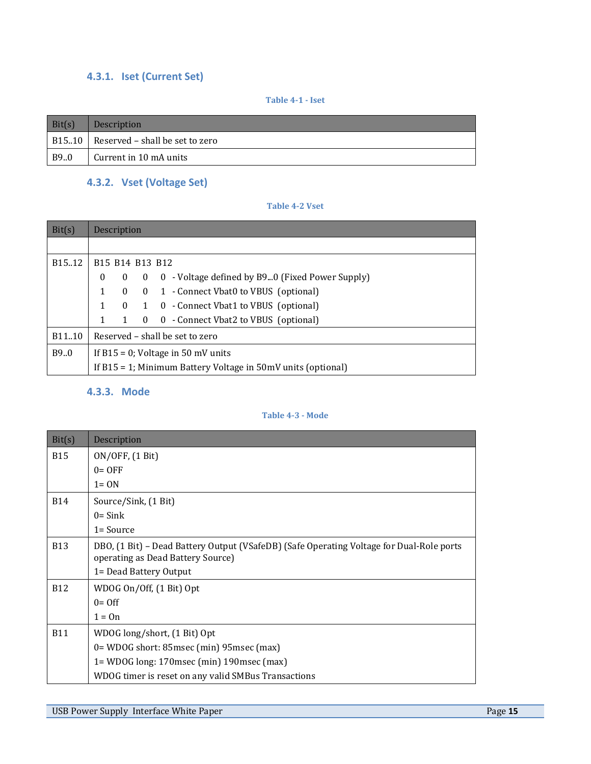### 4.3.1. Iset (Current Set)

**Table 4-1 - Iset**

| Bit(s) | Description |
|---|---|
| B15..10 | Reserved – shall be set to zero |
| B9..0 | Current in 10 mA units |

### 4.3.2. Vset (Voltage Set)

**Table 4-2 Vset**

| Bit(s) | Description |
|---|---|
| | |
| B15..12 | B15 B14 B13 B12<br>0 0 0 0 - Voltage defined by B9...0 (Fixed Power Supply)<br>1 0 0 1 - Connect Vbat0 to VBUS (optional)<br>1 0 1 0 - Connect Vbat1 to VBUS (optional)<br>1 1 0 0 - Connect Vbat2 to VBUS (optional) |
| B11..10 | Reserved – shall be set to zero |
| B9..0 | If B15 = 0; Voltage in 50 mV units<br>If B15 = 1; Minimum Battery Voltage in 50mV units (optional) |

### 4.3.3. Mode

**Table 4-3 - Mode**

| Bit(s) | Description |
|---|---|
| B15 | ON/OFF, (1 Bit)<br>0= OFF<br>1= ON |
| B14 | Source/Sink, (1 Bit)<br>0= Sink<br>1= Source |
| B13 | DBO, (1 Bit) – Dead Battery Output (VSafeDB) (Safe Operating Voltage for Dual-Role ports operating as Dead Battery Source)<br>1= Dead Battery Output |
| B12 | WDOG On/Off, (1 Bit) Opt<br>0= Off<br>1 = On |
| B11 | WDOG long/short, (1 Bit) Opt<br>0= WDOG short: 85msec (min) 95msec (max)<br>1= WDOG long: 170msec (min) 190msec (max)<br>WDOG timer is reset on any valid SMBus Transactions |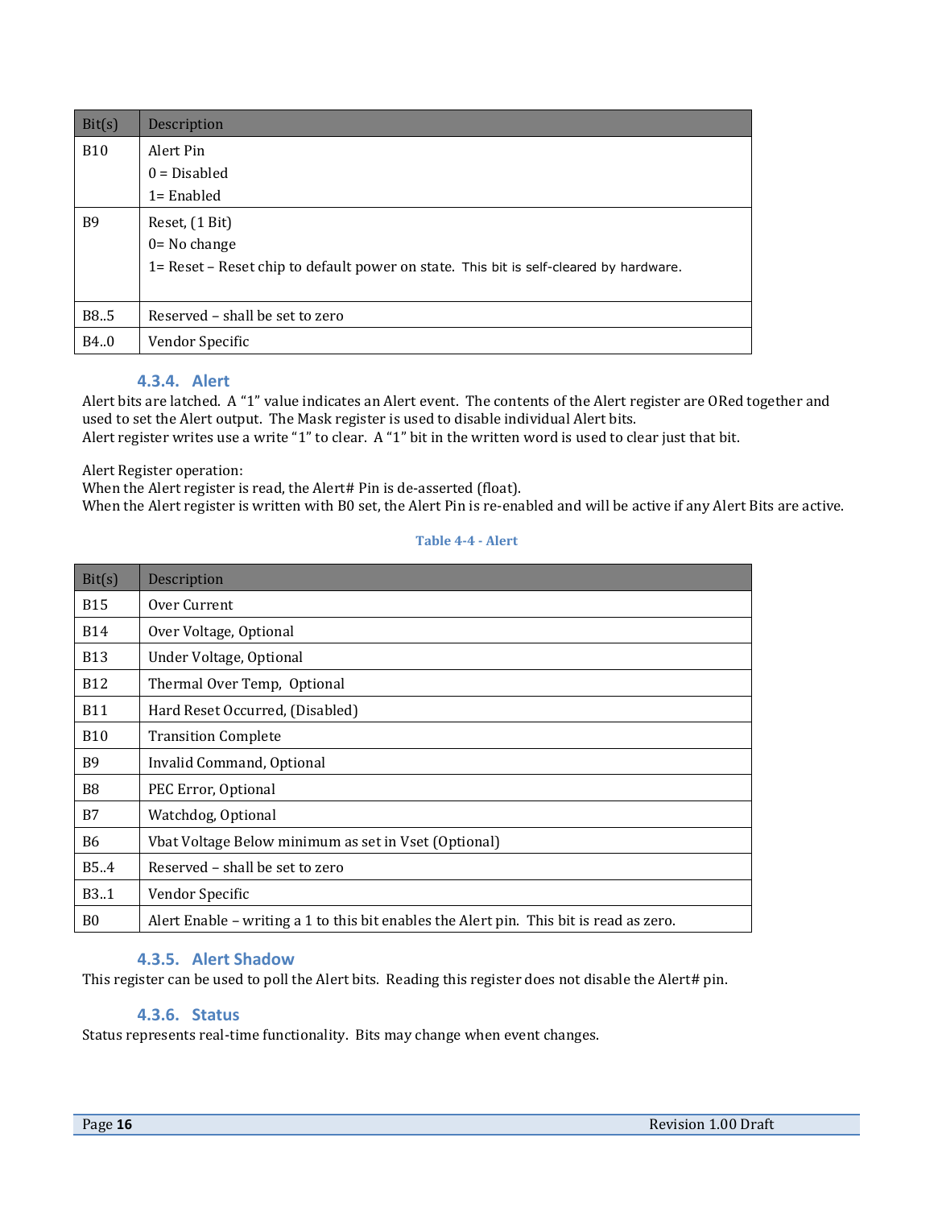| Bit(s) | Description |
|---|---|
| B10 | Alert Pin<br>0 = Disabled<br>1= Enabled |
| B9 | Reset, (1 Bit)<br>0= No change<br>1= Reset – Reset chip to default power on state. This bit is self-cleared by hardware. |
| B8..5 | Reserved – shall be set to zero |
| B4..0 | Vendor Specific |

### 4.3.4. Alert

Alert bits are latched. A "1" value indicates an Alert event. The contents of the Alert register are ORed together and used to set the Alert output. The Mask register is used to disable individual Alert bits.
Alert register writes use a write "1" to clear. A "1" bit in the written word is used to clear just that bit.

Alert Register operation:
When the Alert register is read, the Alert# Pin is de-asserted (float).
When the Alert register is written with B0 set, the Alert Pin is re-enabled and will be active if any Alert Bits are active.

**Table 4-4 - Alert**

| Bit(s) | Description |
|---|---|
| B15 | Over Current |
| B14 | Over Voltage, Optional |
| B13 | Under Voltage, Optional |
| B12 | Thermal Over Temp, Optional |
| B11 | Hard Reset Occurred, (Disabled) |
| B10 | Transition Complete |
| B9 | Invalid Command, Optional |
| B8 | PEC Error, Optional |
| B7 | Watchdog, Optional |
| B6 | Vbat Voltage Below minimum as set in Vset (Optional) |
| B5..4 | Reserved – shall be set to zero |
| B3..1 | Vendor Specific |
| B0 | Alert Enable – writing a 1 to this bit enables the Alert pin. This bit is read as zero. |

### 4.3.5. Alert Shadow

This register can be used to poll the Alert bits. Reading this register does not disable the Alert# pin.

### 4.3.6. Status

Status represents real-time functionality. Bits may change when event changes.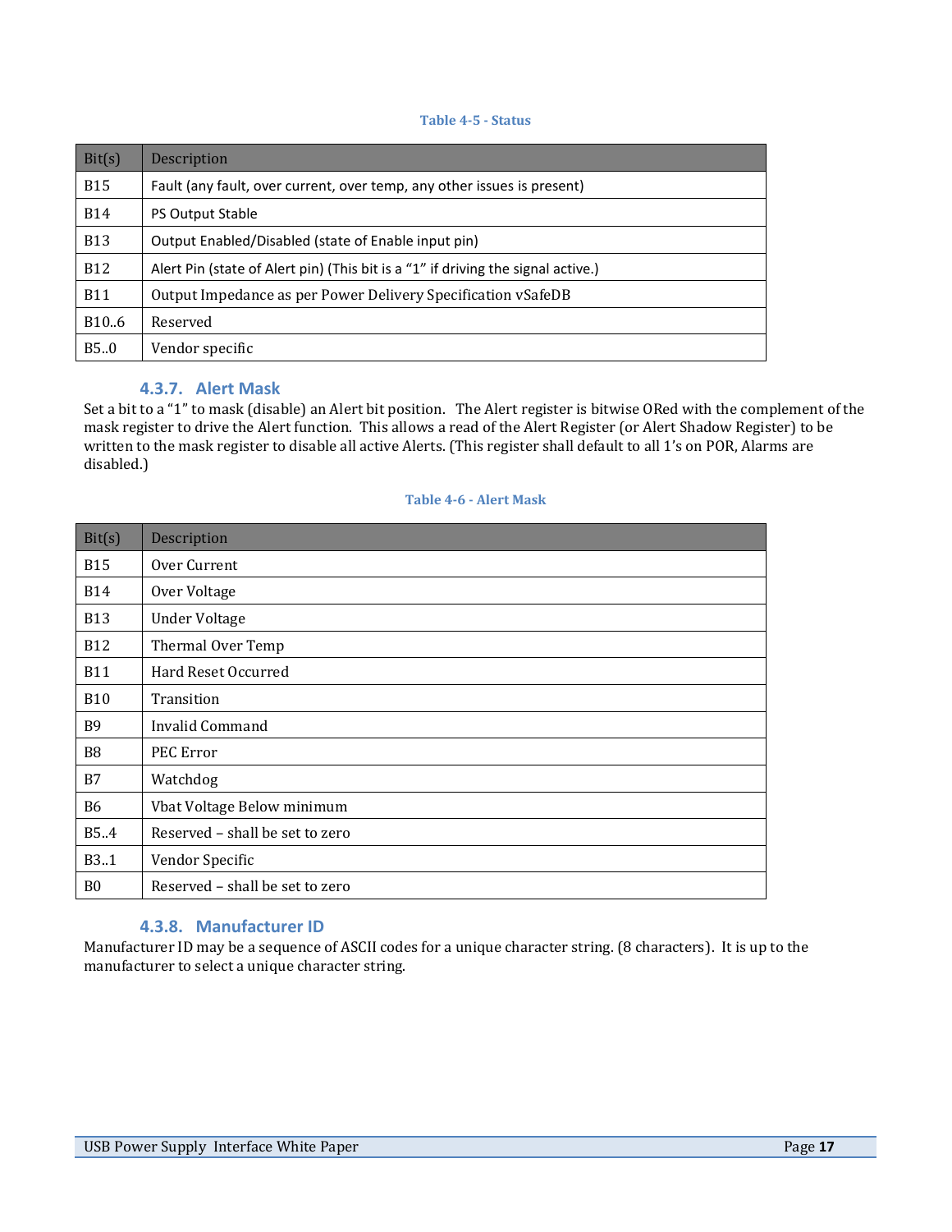Table 4-5 - Status

| Bit(s) | Description |
|---|---|
| B15 | Fault (any fault, over current, over temp, any other issues is present) |
| B14 | PS Output Stable |
| B13 | Output Enabled/Disabled (state of Enable input pin) |
| B12 | Alert Pin (state of Alert pin) (This bit is a "1" if driving the signal active.) |
| B11 | Output Impedance as per Power Delivery Specification vSafeDB |
| B10..6 | Reserved |
| B5..0 | Vendor specific |

### 4.3.7. Alert Mask

Set a bit to a "1" to mask (disable) an Alert bit position. The Alert register is bitwise ORed with the complement of the mask register to drive the Alert function. This allows a read of the Alert Register (or Alert Shadow Register) to be written to the mask register to disable all active Alerts. (This register shall default to all 1's on POR, Alarms are disabled.)

Table 4-6 - Alert Mask

| Bit(s) | Description |
|---|---|
| B15 | Over Current |
| B14 | Over Voltage |
| B13 | Under Voltage |
| B12 | Thermal Over Temp |
| B11 | Hard Reset Occurred |
| B10 | Transition |
| B9 | Invalid Command |
| B8 | PEC Error |
| B7 | Watchdog |
| B6 | Vbat Voltage Below minimum |
| B5..4 | Reserved – shall be set to zero |
| B3..1 | Vendor Specific |
| B0 | Reserved – shall be set to zero |

### 4.3.8. Manufacturer ID

Manufacturer ID may be a sequence of ASCII codes for a unique character string. (8 characters). It is up to the manufacturer to select a unique character string.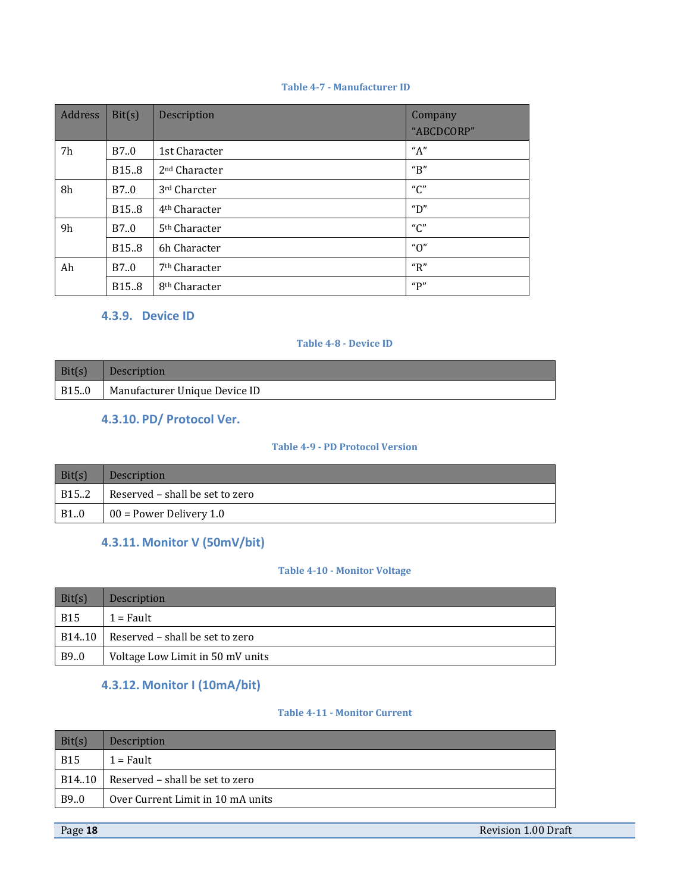Table 4-7 - Manufacturer ID

| Address | Bit(s) | Description | Company "ABCDCORP" |
|---|---|---|---|
| 7h | B7..0 | 1st Character | "A" |
| | B15..8 | 2nd Character | "B" |
| 8h | B7..0 | 3rd Charcter | "C" |
| | B15..8 | 4th Character | "D" |
| 9h | B7..0 | 5th Character | "C" |
| | B15..8 | 6h Character | "O" |
| Ah | B7..0 | 7th Character | "R" |
| | B15..8 | 8th Character | "P" |

### 4.3.9. Device ID

Table 4-8 - Device ID

| Bit(s) | Description |
|---|---|
| B15..0 | Manufacturer Unique Device ID |

### 4.3.10. PD/ Protocol Ver.

Table 4-9 - PD Protocol Version

| Bit(s) | Description |
|---|---|
| B15..2 | Reserved – shall be set to zero |
| B1..0 | 00 = Power Delivery 1.0 |

### 4.3.11. Monitor V (50mV/bit)

Table 4-10 - Monitor Voltage

| Bit(s) | Description |
|---|---|
| B15 | 1 = Fault |
| B14..10 | Reserved – shall be set to zero |
| B9..0 | Voltage Low Limit in 50 mV units |

### 4.3.12. Monitor I (10mA/bit)

Table 4-11 - Monitor Current

| Bit(s) | Description |
|---|---|
| B15 | 1 = Fault |
| B14..10 | Reserved – shall be set to zero |
| B9..0 | Over Current Limit in 10 mA units |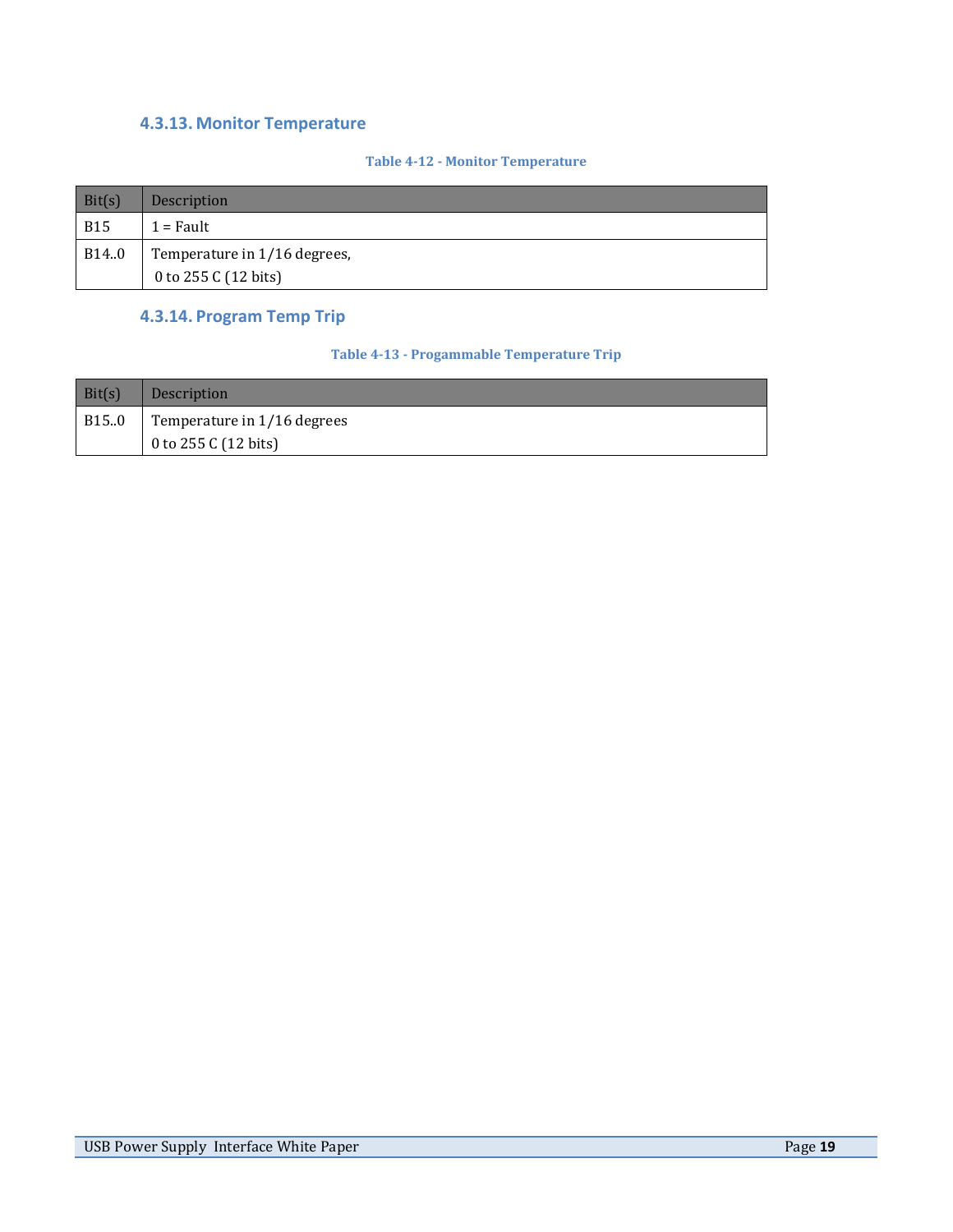### 4.3.13. Monitor Temperature

**Table 4-12 - Monitor Temperature**

| Bit(s) | Description |
|---|---|
| B15 | 1 = Fault |
| B14..0 | Temperature in 1/16 degrees,<br>0 to 255 C (12 bits) |

### 4.3.14. Program Temp Trip

**Table 4-13 - Progammable Temperature Trip**

| Bit(s) | Description |
|---|---|
| B15..0 | Temperature in 1/16 degrees<br>0 to 255 C (12 bits) |